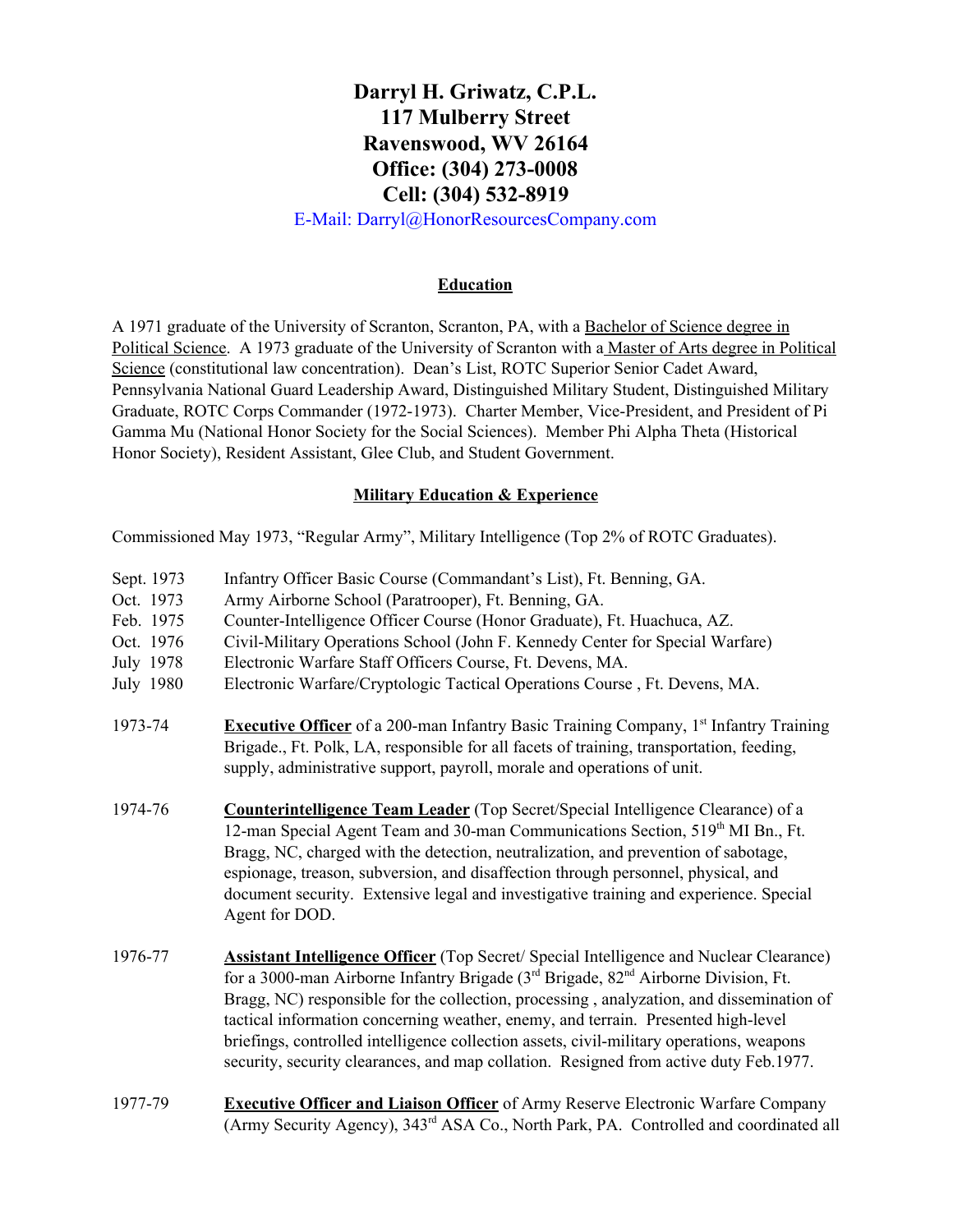# Darryl H. Griwatz, C.P.L.
# 117 Mulberry Street
# Ravenswood, WV 26164
# Office: (304) 273-0008
# Cell: (304) 532-8919

E-Mail: Darryl@HonorResourcesCompany.com

## Education

A 1971 graduate of the University of Scranton, Scranton, PA, with a Bachelor of Science degree in Political Science. A 1973 graduate of the University of Scranton with a Master of Arts degree in Political Science (constitutional law concentration). Dean's List, ROTC Superior Senior Cadet Award, Pennsylvania National Guard Leadership Award, Distinguished Military Student, Distinguished Military Graduate, ROTC Corps Commander (1972-1973). Charter Member, Vice-President, and President of Pi Gamma Mu (National Honor Society for the Social Sciences). Member Phi Alpha Theta (Historical Honor Society), Resident Assistant, Glee Club, and Student Government.

## Military Education & Experience

Commissioned May 1973, "Regular Army", Military Intelligence (Top 2% of ROTC Graduates).

- Sept. 1973 — Infantry Officer Basic Course (Commandant's List), Ft. Benning, GA.
- Oct. 1973 — Army Airborne School (Paratrooper), Ft. Benning, GA.
- Feb. 1975 — Counter-Intelligence Officer Course (Honor Graduate), Ft. Huachuca, AZ.
- Oct. 1976 — Civil-Military Operations School (John F. Kennedy Center for Special Warfare)
- July 1978 — Electronic Warfare Staff Officers Course, Ft. Devens, MA.
- July 1980 — Electronic Warfare/Cryptologic Tactical Operations Course , Ft. Devens, MA.

1973-74 — **Executive Officer** of a 200-man Infantry Basic Training Company, 1st Infantry Training Brigade., Ft. Polk, LA, responsible for all facets of training, transportation, feeding, supply, administrative support, payroll, morale and operations of unit.

1974-76 — **Counterintelligence Team Leader** (Top Secret/Special Intelligence Clearance) of a 12-man Special Agent Team and 30-man Communications Section, 519th MI Bn., Ft. Bragg, NC, charged with the detection, neutralization, and prevention of sabotage, espionage, treason, subversion, and disaffection through personnel, physical, and document security. Extensive legal and investigative training and experience. Special Agent for DOD.

1976-77 — **Assistant Intelligence Officer** (Top Secret/ Special Intelligence and Nuclear Clearance) for a 3000-man Airborne Infantry Brigade (3rd Brigade, 82nd Airborne Division, Ft. Bragg, NC) responsible for the collection, processing , analyzation, and dissemination of tactical information concerning weather, enemy, and terrain. Presented high-level briefings, controlled intelligence collection assets, civil-military operations, weapons security, security clearances, and map collation. Resigned from active duty Feb.1977.

1977-79 — **Executive Officer and Liaison Officer** of Army Reserve Electronic Warfare Company (Army Security Agency), 343rd ASA Co., North Park, PA. Controlled and coordinated all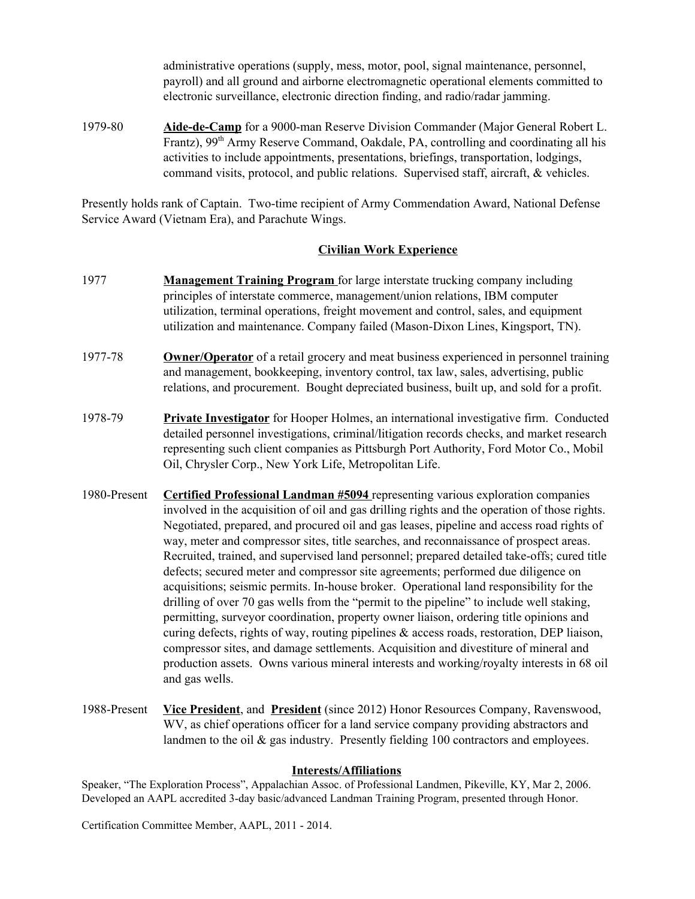administrative operations (supply, mess, motor, pool, signal maintenance, personnel, payroll) and all ground and airborne electromagnetic operational elements committed to electronic surveillance, electronic direction finding, and radio/radar jamming.

1979-80 **Aide-de-Camp** for a 9000-man Reserve Division Commander (Major General Robert L. Frantz), 99th Army Reserve Command, Oakdale, PA, controlling and coordinating all his activities to include appointments, presentations, briefings, transportation, lodgings, command visits, protocol, and public relations. Supervised staff, aircraft, & vehicles.

Presently holds rank of Captain. Two-time recipient of Army Commendation Award, National Defense Service Award (Vietnam Era), and Parachute Wings.

## Civilian Work Experience

1977 **Management Training Program** for large interstate trucking company including principles of interstate commerce, management/union relations, IBM computer utilization, terminal operations, freight movement and control, sales, and equipment utilization and maintenance. Company failed (Mason-Dixon Lines, Kingsport, TN).

1977-78 **Owner/Operator** of a retail grocery and meat business experienced in personnel training and management, bookkeeping, inventory control, tax law, sales, advertising, public relations, and procurement. Bought depreciated business, built up, and sold for a profit.

1978-79 **Private Investigator** for Hooper Holmes, an international investigative firm. Conducted detailed personnel investigations, criminal/litigation records checks, and market research representing such client companies as Pittsburgh Port Authority, Ford Motor Co., Mobil Oil, Chrysler Corp., New York Life, Metropolitan Life.

1980-Present **Certified Professional Landman #5094** representing various exploration companies involved in the acquisition of oil and gas drilling rights and the operation of those rights. Negotiated, prepared, and procured oil and gas leases, pipeline and access road rights of way, meter and compressor sites, title searches, and reconnaissance of prospect areas. Recruited, trained, and supervised land personnel; prepared detailed take-offs; cured title defects; secured meter and compressor site agreements; performed due diligence on acquisitions; seismic permits. In-house broker. Operational land responsibility for the drilling of over 70 gas wells from the "permit to the pipeline" to include well staking, permitting, surveyor coordination, property owner liaison, ordering title opinions and curing defects, rights of way, routing pipelines & access roads, restoration, DEP liaison, compressor sites, and damage settlements. Acquisition and divestiture of mineral and production assets. Owns various mineral interests and working/royalty interests in 68 oil and gas wells.

1988-Present **Vice President**, and **President** (since 2012) Honor Resources Company, Ravenswood, WV, as chief operations officer for a land service company providing abstractors and landmen to the oil & gas industry. Presently fielding 100 contractors and employees.

## Interests/Affiliations

Speaker, "The Exploration Process", Appalachian Assoc. of Professional Landmen, Pikeville, KY, Mar 2, 2006.
Developed an AAPL accredited 3-day basic/advanced Landman Training Program, presented through Honor.

Certification Committee Member, AAPL, 2011 - 2014.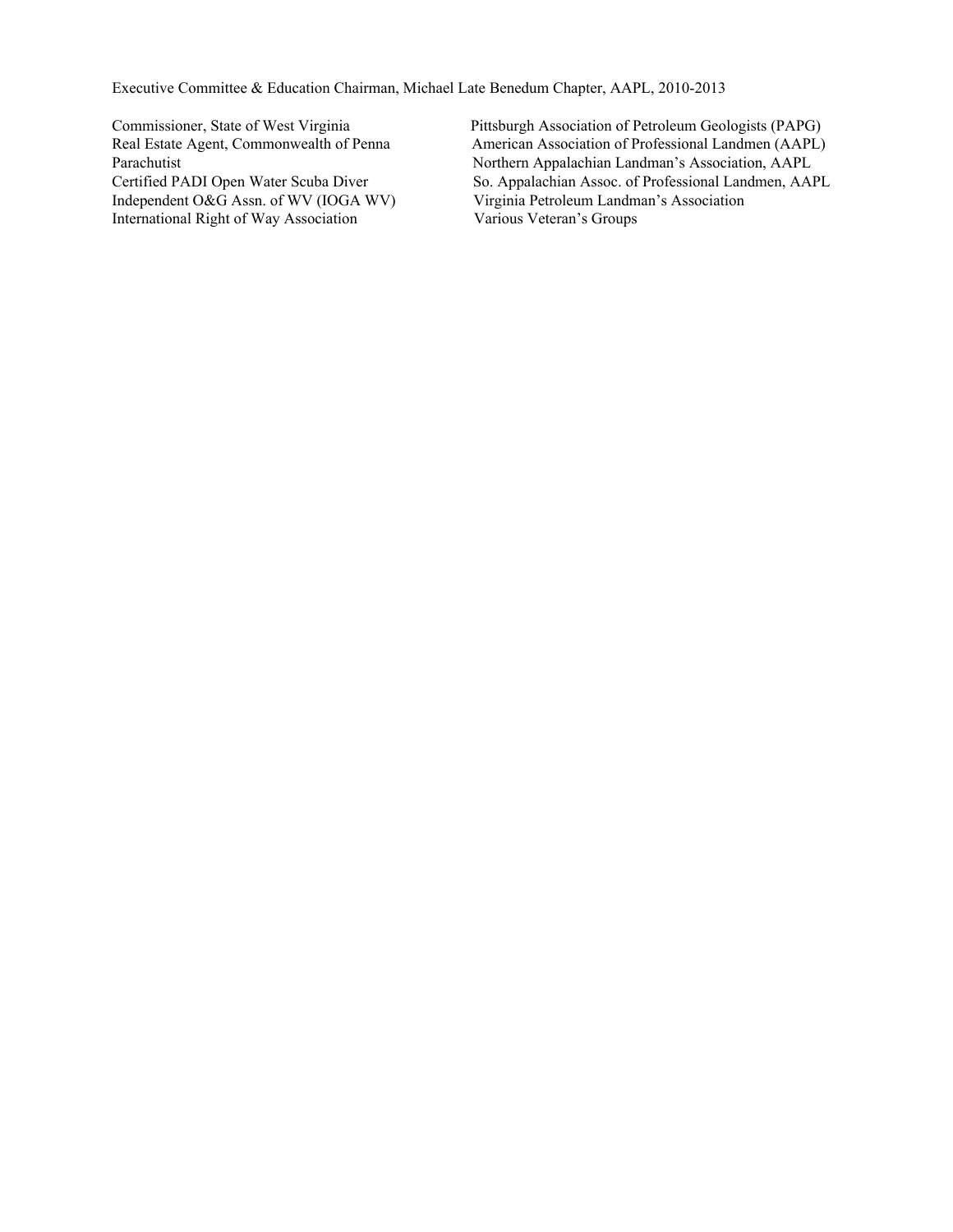Executive Committee & Education Chairman, Michael Late Benedum Chapter, AAPL, 2010-2013

Commissioner, State of West Virginia
Real Estate Agent, Commonwealth of Penna
Parachutist
Certified PADI Open Water Scuba Diver
Independent O&G Assn. of WV (IOGA WV)
International Right of Way Association

Pittsburgh Association of Petroleum Geologists (PAPG)
American Association of Professional Landmen (AAPL)
Northern Appalachian Landman's Association, AAPL
So. Appalachian Assoc. of Professional Landmen, AAPL
Virginia Petroleum Landman's Association
Various Veteran's Groups